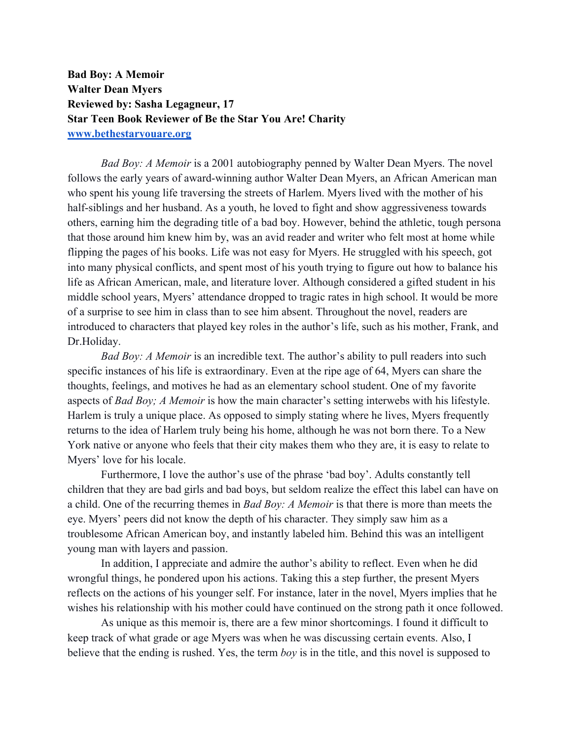**Bad Boy: A Memoir**
**Walter Dean Myers**
**Reviewed by: Sasha Legagneur, 17**
**Star Teen Book Reviewer of Be the Star You Are! Charity**
**[www.bethestaryouare.org](http://www.bethestaryouare.org)**

*Bad Boy: A Memoir* is a 2001 autobiography penned by Walter Dean Myers. The novel follows the early years of award-winning author Walter Dean Myers, an African American man who spent his young life traversing the streets of Harlem. Myers lived with the mother of his half-siblings and her husband. As a youth, he loved to fight and show aggressiveness towards others, earning him the degrading title of a bad boy. However, behind the athletic, tough persona that those around him knew him by, was an avid reader and writer who felt most at home while flipping the pages of his books. Life was not easy for Myers. He struggled with his speech, got into many physical conflicts, and spent most of his youth trying to figure out how to balance his life as African American, male, and literature lover. Although considered a gifted student in his middle school years, Myers' attendance dropped to tragic rates in high school. It would be more of a surprise to see him in class than to see him absent. Throughout the novel, readers are introduced to characters that played key roles in the author's life, such as his mother, Frank, and Dr.Holiday.

*Bad Boy: A Memoir* is an incredible text. The author's ability to pull readers into such specific instances of his life is extraordinary. Even at the ripe age of 64, Myers can share the thoughts, feelings, and motives he had as an elementary school student. One of my favorite aspects of *Bad Boy; A Memoir* is how the main character's setting interwebs with his lifestyle. Harlem is truly a unique place. As opposed to simply stating where he lives, Myers frequently returns to the idea of Harlem truly being his home, although he was not born there. To a New York native or anyone who feels that their city makes them who they are, it is easy to relate to Myers' love for his locale.

Furthermore, I love the author's use of the phrase 'bad boy'. Adults constantly tell children that they are bad girls and bad boys, but seldom realize the effect this label can have on a child. One of the recurring themes in *Bad Boy: A Memoir* is that there is more than meets the eye. Myers' peers did not know the depth of his character. They simply saw him as a troublesome African American boy, and instantly labeled him. Behind this was an intelligent young man with layers and passion.

In addition, I appreciate and admire the author's ability to reflect. Even when he did wrongful things, he pondered upon his actions. Taking this a step further, the present Myers reflects on the actions of his younger self. For instance, later in the novel, Myers implies that he wishes his relationship with his mother could have continued on the strong path it once followed.

As unique as this memoir is, there are a few minor shortcomings. I found it difficult to keep track of what grade or age Myers was when he was discussing certain events. Also, I believe that the ending is rushed. Yes, the term *boy* is in the title, and this novel is supposed to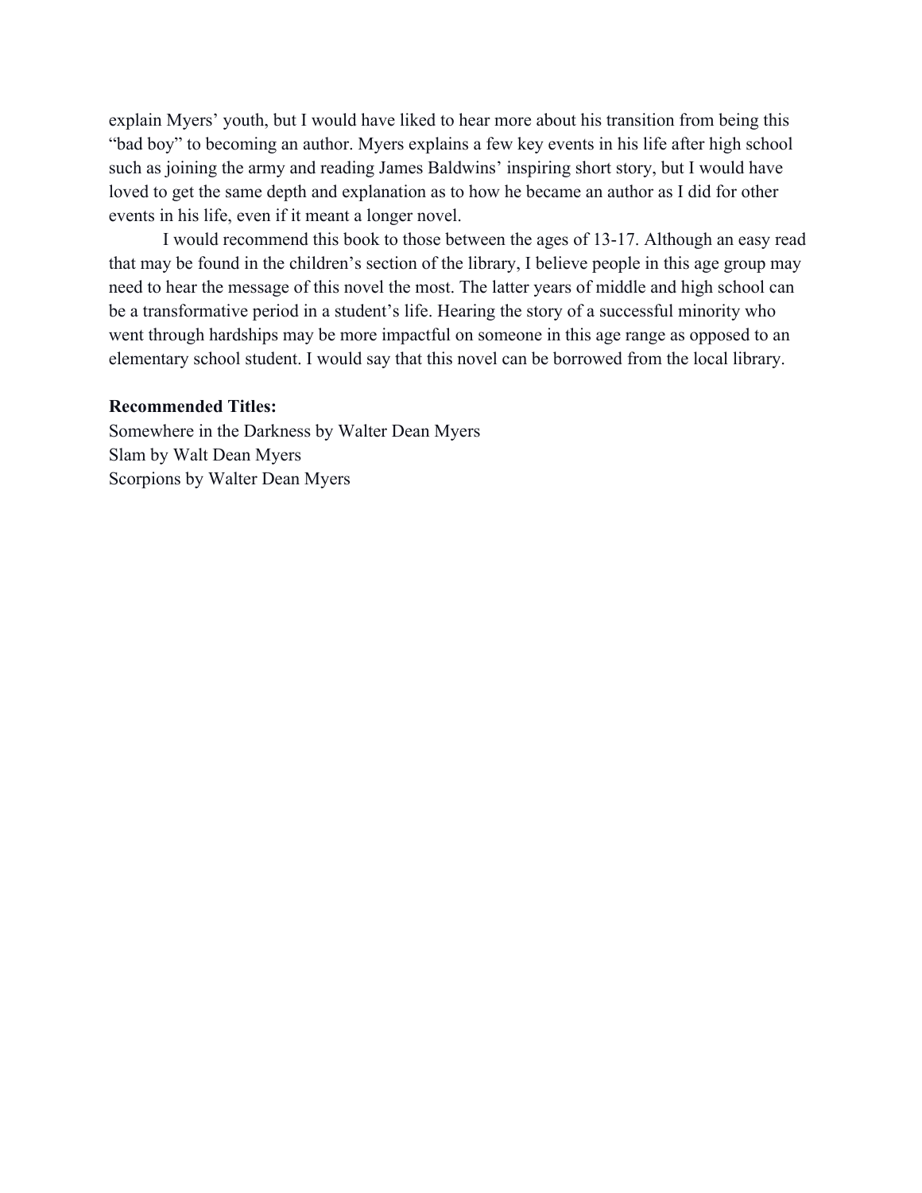explain Myers' youth, but I would have liked to hear more about his transition from being this "bad boy" to becoming an author. Myers explains a few key events in his life after high school such as joining the army and reading James Baldwins' inspiring short story, but I would have loved to get the same depth and explanation as to how he became an author as I did for other events in his life, even if it meant a longer novel.

I would recommend this book to those between the ages of 13-17. Although an easy read that may be found in the children's section of the library, I believe people in this age group may need to hear the message of this novel the most. The latter years of middle and high school can be a transformative period in a student's life. Hearing the story of a successful minority who went through hardships may be more impactful on someone in this age range as opposed to an elementary school student. I would say that this novel can be borrowed from the local library.

**Recommended Titles:**

Somewhere in the Darkness by Walter Dean Myers  
Slam by Walt Dean Myers  
Scorpions by Walter Dean Myers